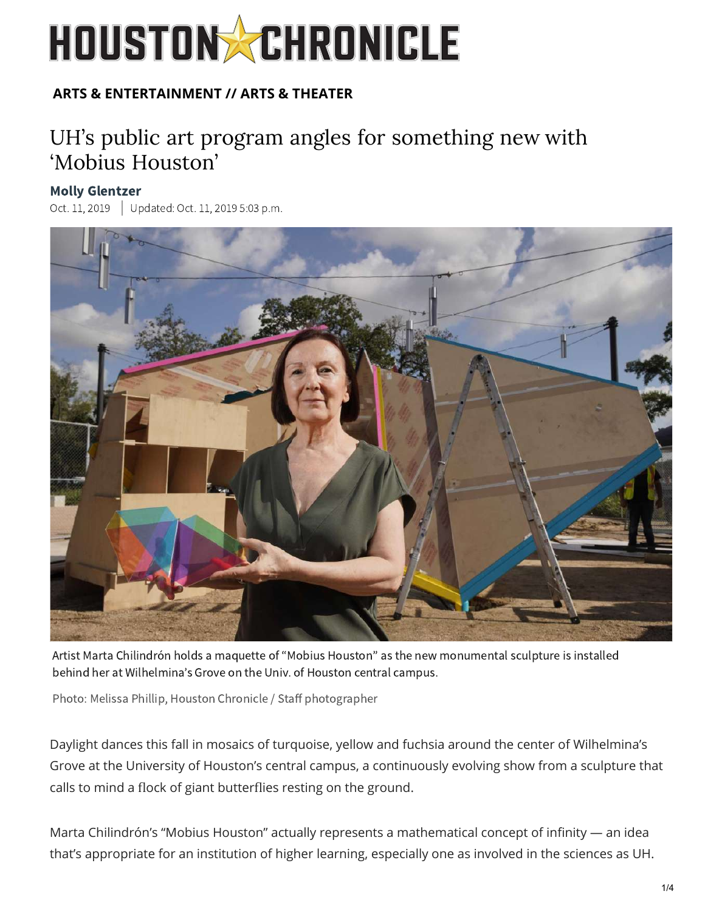# HOUSTON CHRONICLE

**ARTS & ENTERTAINMENT // ARTS & THEATER**

## UH's public art program angles for something new with 'Mobius Houston'

**Molly Glentzer**

Oct. 11, 2019 | Updated: Oct. 11, 2019 5:03 p.m.

Artist Marta Chilindrón holds a maquette of "Mobius Houston" as the new monumental sculpture is installed behind her at Wilhelmina's Grove on the Univ. of Houston central campus.

Photo: Melissa Phillip, Houston Chronicle / Staff photographer

Daylight dances this fall in mosaics of turquoise, yellow and fuchsia around the center of Wilhelmina's Grove at the University of Houston's central campus, a continuously evolving show from a sculpture that calls to mind a flock of giant butterflies resting on the ground.

Marta Chilindrón's "Mobius Houston" actually represents a mathematical concept of infinity — an idea that's appropriate for an institution of higher learning, especially one as involved in the sciences as UH.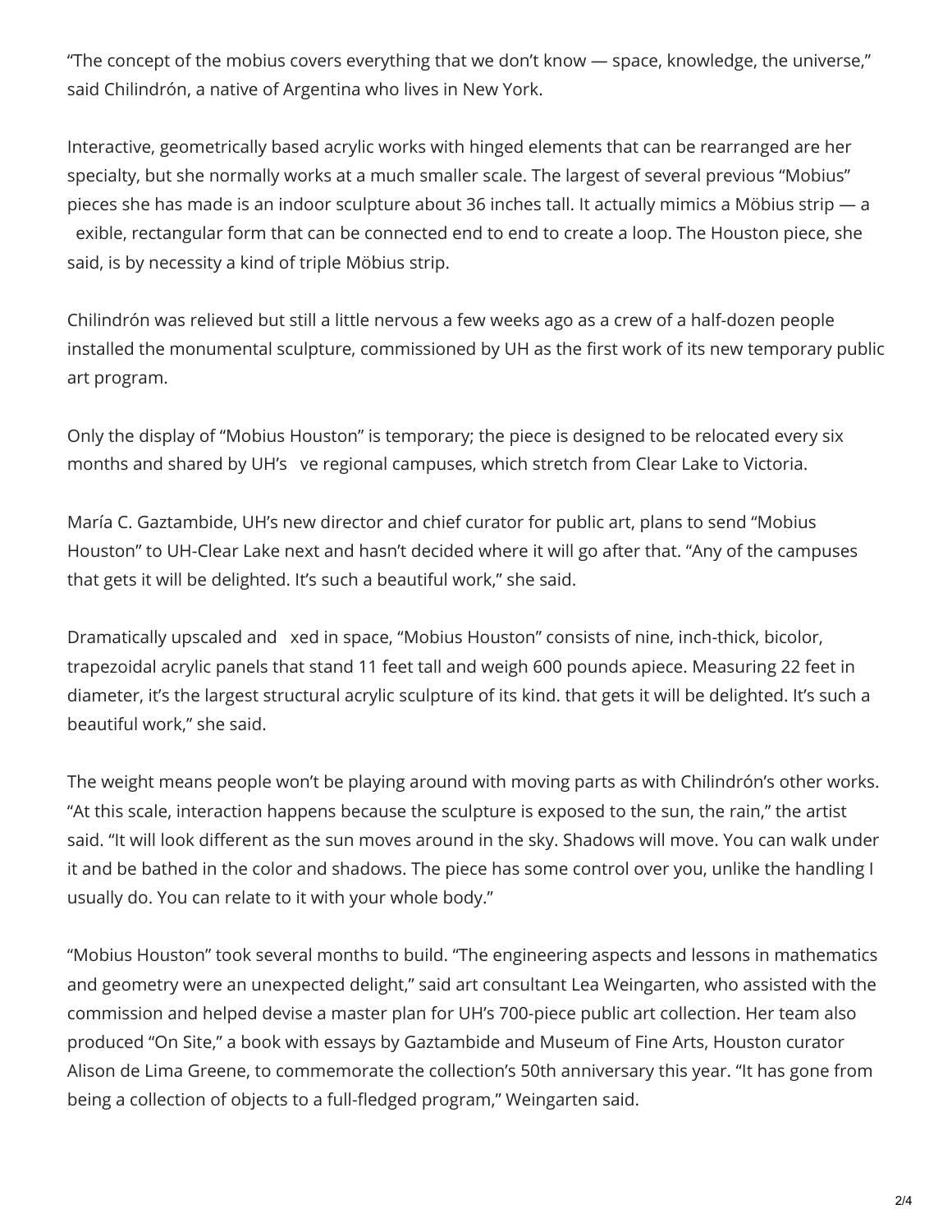"The concept of the mobius covers everything that we don't know — space, knowledge, the universe," said Chilindrón, a native of Argentina who lives in New York.

Interactive, geometrically based acrylic works with hinged elements that can be rearranged are her specialty, but she normally works at a much smaller scale. The largest of several previous "Mobius" pieces she has made is an indoor sculpture about 36 inches tall. It actually mimics a Möbius strip — a exible, rectangular form that can be connected end to end to create a loop. The Houston piece, she said, is by necessity a kind of triple Möbius strip.

Chilindrón was relieved but still a little nervous a few weeks ago as a crew of a half-dozen people installed the monumental sculpture, commissioned by UH as the first work of its new temporary public art program.

Only the display of "Mobius Houston" is temporary; the piece is designed to be relocated every six months and shared by UH's ve regional campuses, which stretch from Clear Lake to Victoria.

María C. Gaztambide, UH's new director and chief curator for public art, plans to send "Mobius Houston" to UH-Clear Lake next and hasn't decided where it will go after that. "Any of the campuses that gets it will be delighted. It's such a beautiful work," she said.

Dramatically upscaled and xed in space, "Mobius Houston" consists of nine, inch-thick, bicolor, trapezoidal acrylic panels that stand 11 feet tall and weigh 600 pounds apiece. Measuring 22 feet in diameter, it's the largest structural acrylic sculpture of its kind. that gets it will be delighted. It's such a beautiful work," she said.

The weight means people won't be playing around with moving parts as with Chilindrón's other works. "At this scale, interaction happens because the sculpture is exposed to the sun, the rain," the artist said. "It will look different as the sun moves around in the sky. Shadows will move. You can walk under it and be bathed in the color and shadows. The piece has some control over you, unlike the handling I usually do. You can relate to it with your whole body."

"Mobius Houston" took several months to build. "The engineering aspects and lessons in mathematics and geometry were an unexpected delight," said art consultant Lea Weingarten, who assisted with the commission and helped devise a master plan for UH's 700-piece public art collection. Her team also produced "On Site," a book with essays by Gaztambide and Museum of Fine Arts, Houston curator Alison de Lima Greene, to commemorate the collection's 50th anniversary this year. "It has gone from being a collection of objects to a full-fledged program," Weingarten said.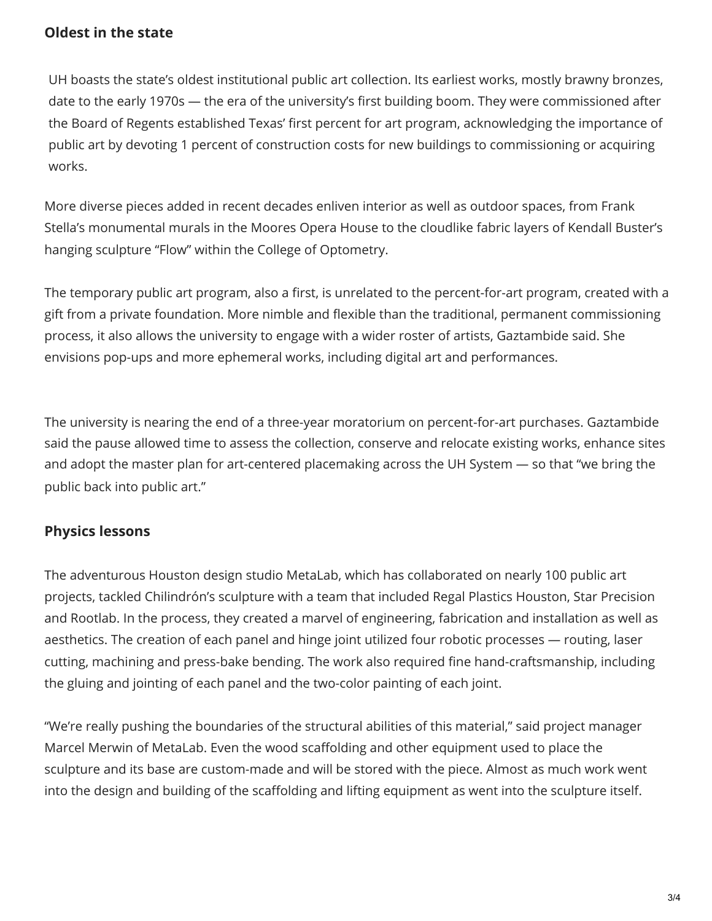## Oldest in the state

UH boasts the state's oldest institutional public art collection. Its earliest works, mostly brawny bronzes, date to the early 1970s — the era of the university's first building boom. They were commissioned after the Board of Regents established Texas' first percent for art program, acknowledging the importance of public art by devoting 1 percent of construction costs for new buildings to commissioning or acquiring works.

More diverse pieces added in recent decades enliven interior as well as outdoor spaces, from Frank Stella's monumental murals in the Moores Opera House to the cloudlike fabric layers of Kendall Buster's hanging sculpture "Flow" within the College of Optometry.

The temporary public art program, also a first, is unrelated to the percent-for-art program, created with a gift from a private foundation. More nimble and flexible than the traditional, permanent commissioning process, it also allows the university to engage with a wider roster of artists, Gaztambide said. She envisions pop-ups and more ephemeral works, including digital art and performances.

The university is nearing the end of a three-year moratorium on percent-for-art purchases. Gaztambide said the pause allowed time to assess the collection, conserve and relocate existing works, enhance sites and adopt the master plan for art-centered placemaking across the UH System — so that "we bring the public back into public art."

## Physics lessons

The adventurous Houston design studio MetaLab, which has collaborated on nearly 100 public art projects, tackled Chilindrón's sculpture with a team that included Regal Plastics Houston, Star Precision and Rootlab. In the process, they created a marvel of engineering, fabrication and installation as well as aesthetics. The creation of each panel and hinge joint utilized four robotic processes — routing, laser cutting, machining and press-bake bending. The work also required fine hand-craftsmanship, including the gluing and jointing of each panel and the two-color painting of each joint.

"We're really pushing the boundaries of the structural abilities of this material," said project manager Marcel Merwin of MetaLab. Even the wood scaffolding and other equipment used to place the sculpture and its base are custom-made and will be stored with the piece. Almost as much work went into the design and building of the scaffolding and lifting equipment as went into the sculpture itself.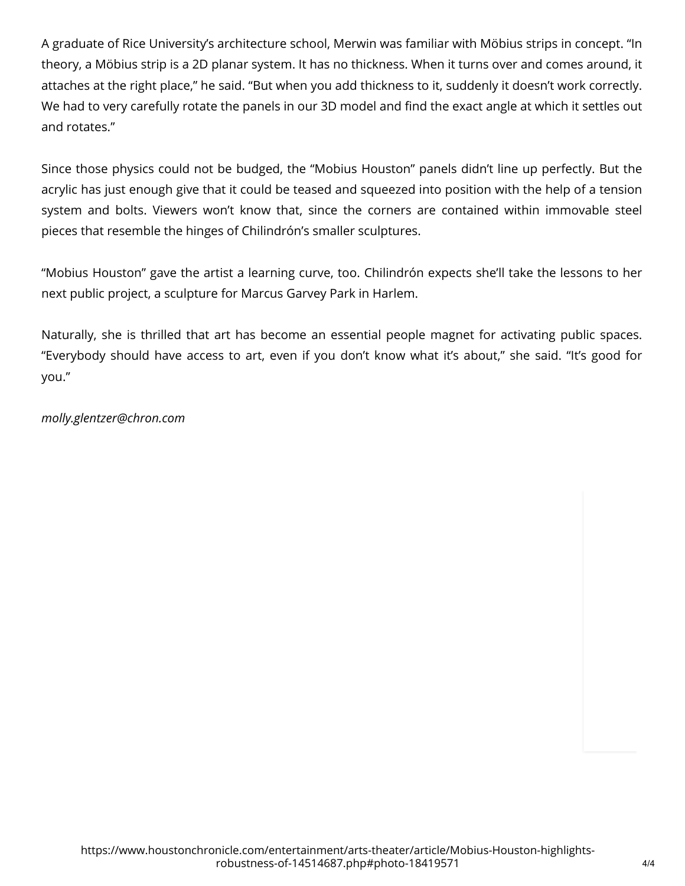A graduate of Rice University's architecture school, Merwin was familiar with Möbius strips in concept. "In theory, a Möbius strip is a 2D planar system. It has no thickness. When it turns over and comes around, it attaches at the right place," he said. "But when you add thickness to it, suddenly it doesn't work correctly. We had to very carefully rotate the panels in our 3D model and find the exact angle at which it settles out and rotates."

Since those physics could not be budged, the "Mobius Houston" panels didn't line up perfectly. But the acrylic has just enough give that it could be teased and squeezed into position with the help of a tension system and bolts. Viewers won't know that, since the corners are contained within immovable steel pieces that resemble the hinges of Chilindrón's smaller sculptures.

"Mobius Houston" gave the artist a learning curve, too. Chilindrón expects she'll take the lessons to her next public project, a sculpture for Marcus Garvey Park in Harlem.

Naturally, she is thrilled that art has become an essential people magnet for activating public spaces. "Everybody should have access to art, even if you don't know what it's about," she said. "It's good for you."

*molly.glentzer@chron.com*